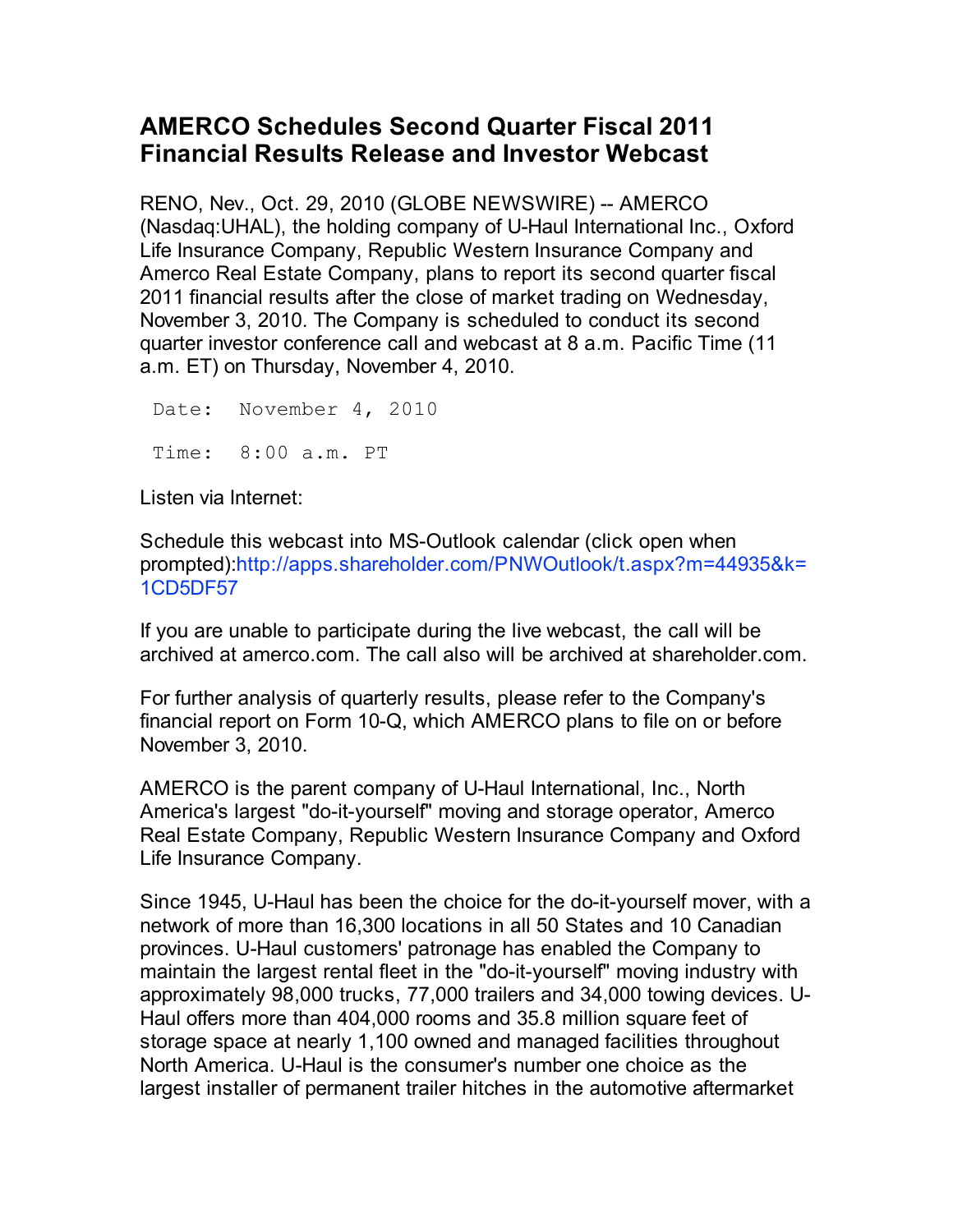# AMERCO Schedules Second Quarter Fiscal 2011 Financial Results Release and Investor Webcast

RENO, Nev., Oct. 29, 2010 (GLOBE NEWSWIRE) -- AMERCO (Nasdaq:UHAL), the holding company of U-Haul International Inc., Oxford Life Insurance Company, Republic Western Insurance Company and Amerco Real Estate Company, plans to report its second quarter fiscal 2011 financial results after the close of market trading on Wednesday, November 3, 2010. The Company is scheduled to conduct its second quarter investor conference call and webcast at 8 a.m. Pacific Time (11 a.m. ET) on Thursday, November 4, 2010.

```
Date:  November 4, 2010

Time:  8:00 a.m. PT
```

Listen via Internet:

Schedule this webcast into MS-Outlook calendar (click open when prompted):http://apps.shareholder.com/PNWOutlook/t.aspx?m=44935&k=1CD5DF57

If you are unable to participate during the live webcast, the call will be archived at amerco.com. The call also will be archived at shareholder.com.

For further analysis of quarterly results, please refer to the Company's financial report on Form 10-Q, which AMERCO plans to file on or before November 3, 2010.

AMERCO is the parent company of U-Haul International, Inc., North America's largest "do-it-yourself" moving and storage operator, Amerco Real Estate Company, Republic Western Insurance Company and Oxford Life Insurance Company.

Since 1945, U-Haul has been the choice for the do-it-yourself mover, with a network of more than 16,300 locations in all 50 States and 10 Canadian provinces. U-Haul customers' patronage has enabled the Company to maintain the largest rental fleet in the "do-it-yourself" moving industry with approximately 98,000 trucks, 77,000 trailers and 34,000 towing devices. U-Haul offers more than 404,000 rooms and 35.8 million square feet of storage space at nearly 1,100 owned and managed facilities throughout North America. U-Haul is the consumer's number one choice as the largest installer of permanent trailer hitches in the automotive aftermarket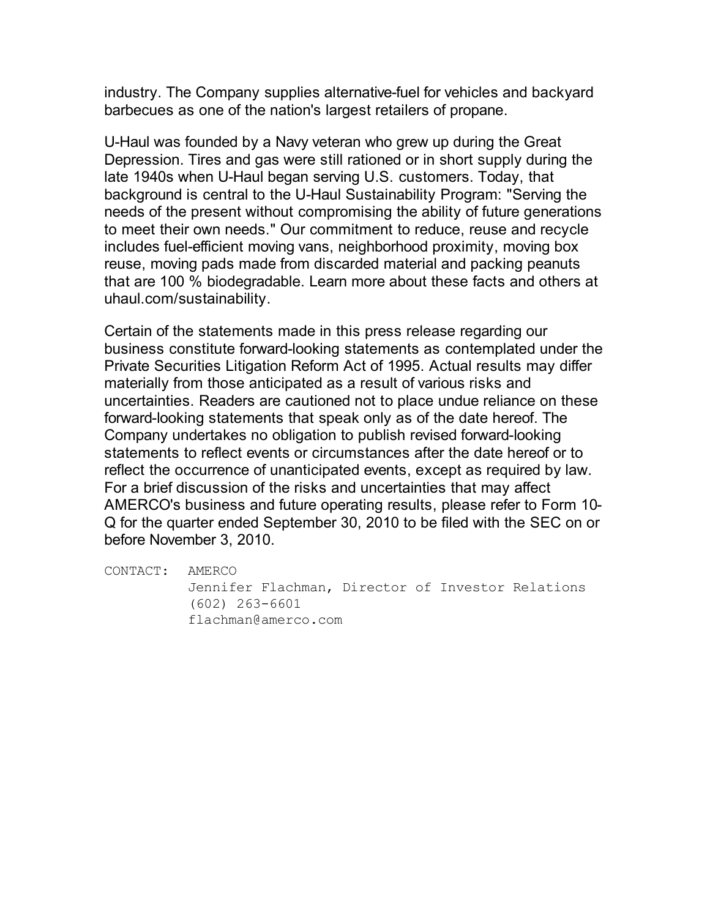industry. The Company supplies alternative-fuel for vehicles and backyard barbecues as one of the nation's largest retailers of propane.

U-Haul was founded by a Navy veteran who grew up during the Great Depression. Tires and gas were still rationed or in short supply during the late 1940s when U-Haul began serving U.S. customers. Today, that background is central to the U-Haul Sustainability Program: "Serving the needs of the present without compromising the ability of future generations to meet their own needs." Our commitment to reduce, reuse and recycle includes fuel-efficient moving vans, neighborhood proximity, moving box reuse, moving pads made from discarded material and packing peanuts that are 100 % biodegradable. Learn more about these facts and others at uhaul.com/sustainability.

Certain of the statements made in this press release regarding our business constitute forward-looking statements as contemplated under the Private Securities Litigation Reform Act of 1995. Actual results may differ materially from those anticipated as a result of various risks and uncertainties. Readers are cautioned not to place undue reliance on these forward-looking statements that speak only as of the date hereof. The Company undertakes no obligation to publish revised forward-looking statements to reflect events or circumstances after the date hereof or to reflect the occurrence of unanticipated events, except as required by law. For a brief discussion of the risks and uncertainties that may affect AMERCO's business and future operating results, please refer to Form 10-Q for the quarter ended September 30, 2010 to be filed with the SEC on or before November 3, 2010.

```
CONTACT:  AMERCO
          Jennifer Flachman, Director of Investor Relations
          (602) 263-6601
          flachman@amerco.com
```